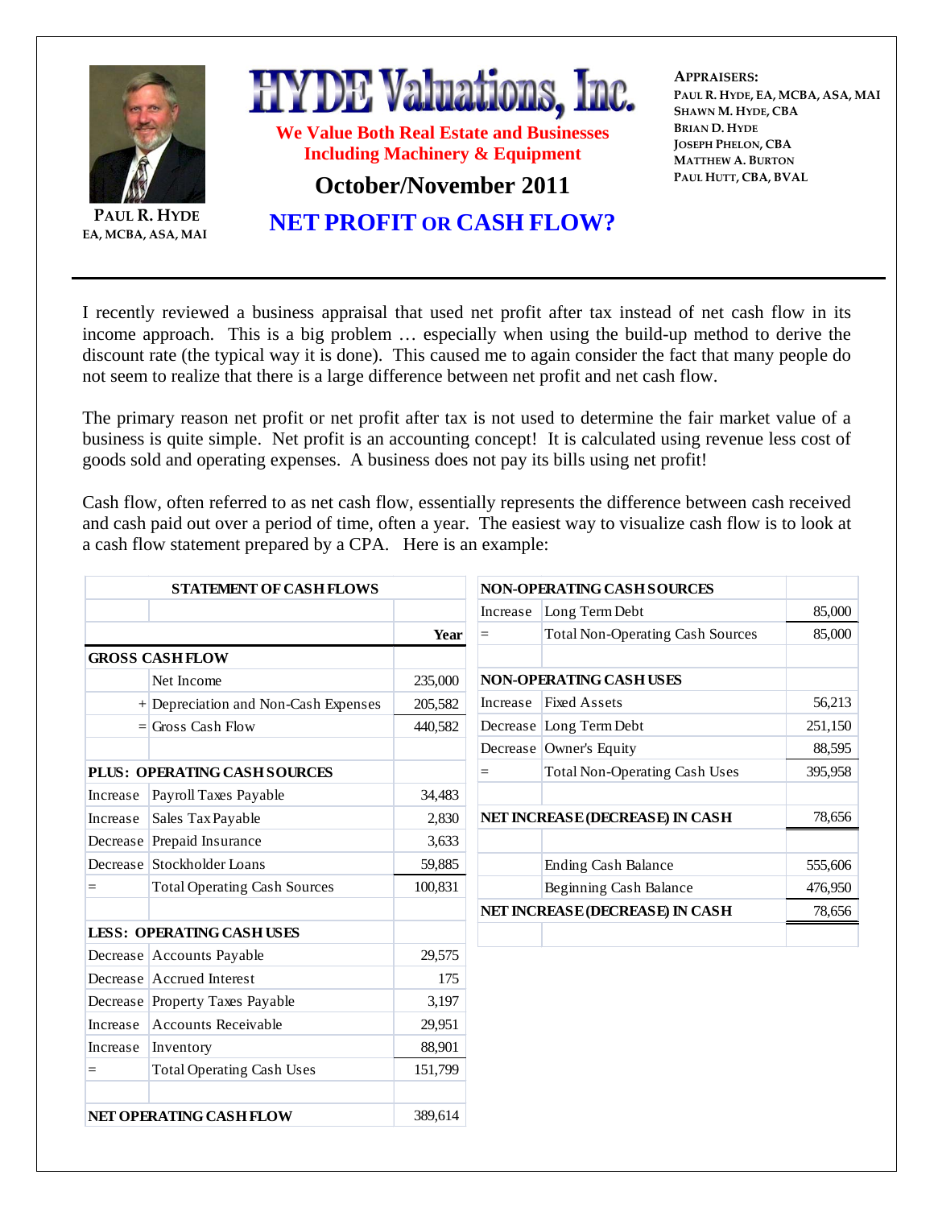**PAUL R. HYDE**
EA, MCBA, ASA, MAI

# HYDE Valuations, Inc.

**We Value Both Real Estate and Businesses Including Machinery & Equipment**

**October/November 2011**

## NET PROFIT OR CASH FLOW?

**APPRAISERS:**
PAUL R. HYDE, EA, MCBA, ASA, MAI
SHAWN M. HYDE, CBA
BRIAN D. HYDE
JOSEPH PHELON, CBA
MATTHEW A. BURTON
PAUL HUTT, CBA, BVAL

I recently reviewed a business appraisal that used net profit after tax instead of net cash flow in its income approach. This is a big problem … especially when using the build-up method to derive the discount rate (the typical way it is done). This caused me to again consider the fact that many people do not seem to realize that there is a large difference between net profit and net cash flow.

The primary reason net profit or net profit after tax is not used to determine the fair market value of a business is quite simple. Net profit is an accounting concept! It is calculated using revenue less cost of goods sold and operating expenses. A business does not pay its bills using net profit!

Cash flow, often referred to as net cash flow, essentially represents the difference between cash received and cash paid out over a period of time, often a year. The easiest way to visualize cash flow is to look at a cash flow statement prepared by a CPA. Here is an example:

| STATEMENT OF CASH FLOWS | | |
|---|---|---|
| | | **Year** |
| **GROSS CASH FLOW** | | |
| | Net Income | 235,000 |
| + | Depreciation and Non-Cash Expenses | 205,582 |
| = | Gross Cash Flow | 440,582 |
| | | |
| **PLUS: OPERATING CASH SOURCES** | | |
| Increase | Payroll Taxes Payable | 34,483 |
| Increase | Sales Tax Payable | 2,830 |
| Decrease | Prepaid Insurance | 3,633 |
| Decrease | Stockholder Loans | 59,885 |
| = | Total Operating Cash Sources | 100,831 |
| | | |
| **LESS: OPERATING CASH USES** | | |
| Decrease | Accounts Payable | 29,575 |
| Decrease | Accrued Interest | 175 |
| Decrease | Property Taxes Payable | 3,197 |
| Increase | Accounts Receivable | 29,951 |
| Increase | Inventory | 88,901 |
| = | Total Operating Cash Uses | 151,799 |
| | | |
| **NET OPERATING CASH FLOW** | | 389,614 |

| NON-OPERATING CASH SOURCES | | |
|---|---|---|
| Increase | Long Term Debt | 85,000 |
| = | Total Non-Operating Cash Sources | 85,000 |
| | | |
| **NON-OPERATING CASH USES** | | |
| Increase | Fixed Assets | 56,213 |
| Decrease | Long Term Debt | 251,150 |
| Decrease | Owner's Equity | 88,595 |
| = | Total Non-Operating Cash Uses | 395,958 |
| | | |
| **NET INCREASE (DECREASE) IN CASH** | | 78,656 |
| | | |
| | Ending Cash Balance | 555,606 |
| | Beginning Cash Balance | 476,950 |
| **NET INCREASE (DECREASE) IN CASH** | | 78,656 |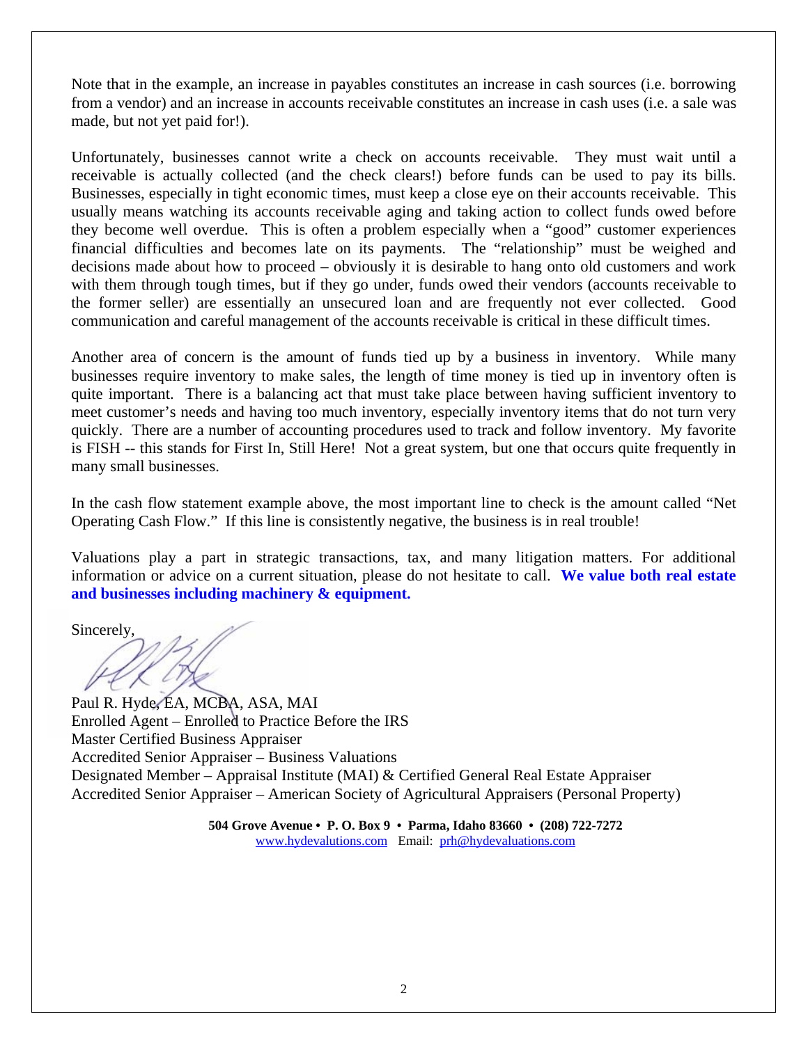Note that in the example, an increase in payables constitutes an increase in cash sources (i.e. borrowing from a vendor) and an increase in accounts receivable constitutes an increase in cash uses (i.e. a sale was made, but not yet paid for!).

Unfortunately, businesses cannot write a check on accounts receivable. They must wait until a receivable is actually collected (and the check clears!) before funds can be used to pay its bills. Businesses, especially in tight economic times, must keep a close eye on their accounts receivable. This usually means watching its accounts receivable aging and taking action to collect funds owed before they become well overdue. This is often a problem especially when a "good" customer experiences financial difficulties and becomes late on its payments. The "relationship" must be weighed and decisions made about how to proceed – obviously it is desirable to hang onto old customers and work with them through tough times, but if they go under, funds owed their vendors (accounts receivable to the former seller) are essentially an unsecured loan and are frequently not ever collected. Good communication and careful management of the accounts receivable is critical in these difficult times.

Another area of concern is the amount of funds tied up by a business in inventory. While many businesses require inventory to make sales, the length of time money is tied up in inventory often is quite important. There is a balancing act that must take place between having sufficient inventory to meet customer's needs and having too much inventory, especially inventory items that do not turn very quickly. There are a number of accounting procedures used to track and follow inventory. My favorite is FISH -- this stands for First In, Still Here! Not a great system, but one that occurs quite frequently in many small businesses.

In the cash flow statement example above, the most important line to check is the amount called "Net Operating Cash Flow." If this line is consistently negative, the business is in real trouble!

Valuations play a part in strategic transactions, tax, and many litigation matters. For additional information or advice on a current situation, please do not hesitate to call. **We value both real estate and businesses including machinery & equipment.**

Sincerely,

Paul R. Hyde, EA, MCBA, ASA, MAI
Enrolled Agent – Enrolled to Practice Before the IRS
Master Certified Business Appraiser
Accredited Senior Appraiser – Business Valuations
Designated Member – Appraisal Institute (MAI) & Certified General Real Estate Appraiser
Accredited Senior Appraiser – American Society of Agricultural Appraisers (Personal Property)

**504 Grove Avenue • P. O. Box 9 • Parma, Idaho 83660 • (208) 722-7272**
www.hydevalutions.com Email: prh@hydevaluations.com